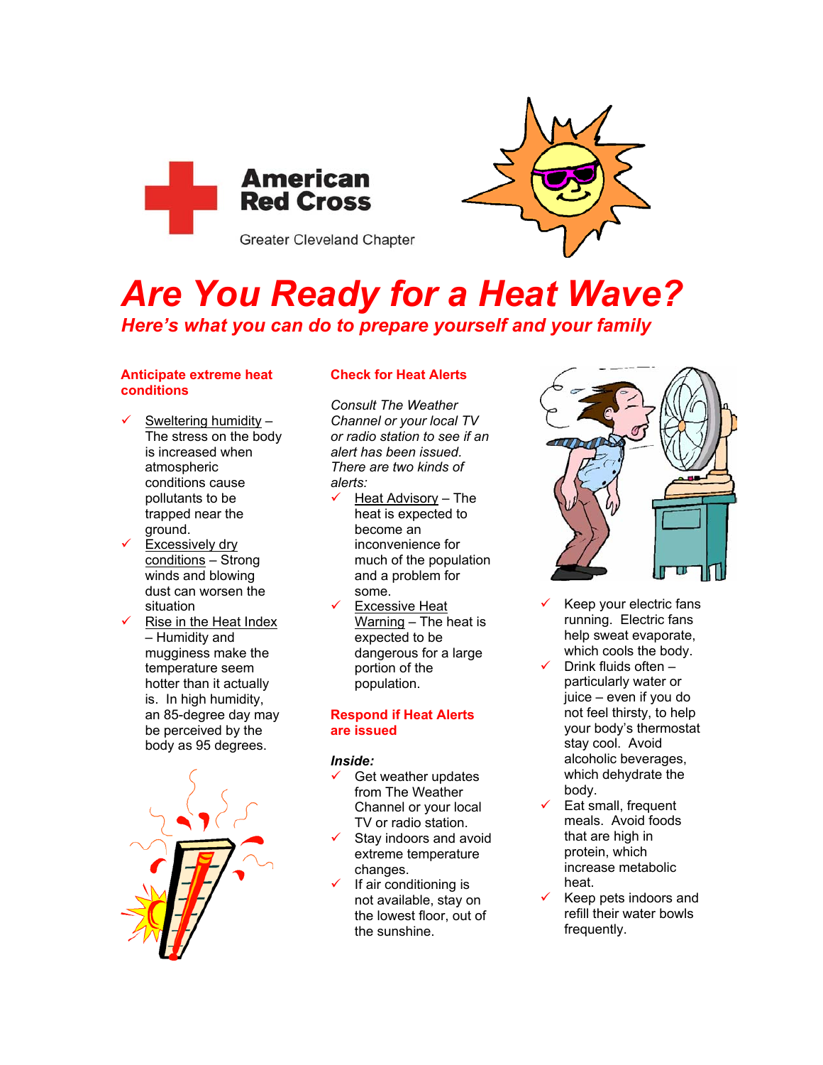American Red Cross

Greater Cleveland Chapter

# Are You Ready for a Heat Wave?

## *Here's what you can do to prepare yourself and your family*

### Anticipate extreme heat conditions

- ✓ Sweltering humidity – The stress on the body is increased when atmospheric conditions cause pollutants to be trapped near the ground.
- ✓ Excessively dry conditions – Strong winds and blowing dust can worsen the situation
- ✓ Rise in the Heat Index – Humidity and mugginess make the temperature seem hotter than it actually is. In high humidity, an 85-degree day may be perceived by the body as 95 degrees.

### Check for Heat Alerts

*Consult The Weather Channel or your local TV or radio station to see if an alert has been issued. There are two kinds of alerts:*

- ✓ Heat Advisory – The heat is expected to become an inconvenience for much of the population and a problem for some.
- ✓ Excessive Heat Warning – The heat is expected to be dangerous for a large portion of the population.

### Respond if Heat Alerts are issued

***Inside:***

- ✓ Get weather updates from The Weather Channel or your local TV or radio station.
- ✓ Stay indoors and avoid extreme temperature changes.
- ✓ If air conditioning is not available, stay on the lowest floor, out of the sunshine.
- ✓ Keep your electric fans running. Electric fans help sweat evaporate, which cools the body.
- ✓ Drink fluids often – particularly water or juice – even if you do not feel thirsty, to help your body's thermostat stay cool. Avoid alcoholic beverages, which dehydrate the body.
- ✓ Eat small, frequent meals. Avoid foods that are high in protein, which increase metabolic heat.
- ✓ Keep pets indoors and refill their water bowls frequently.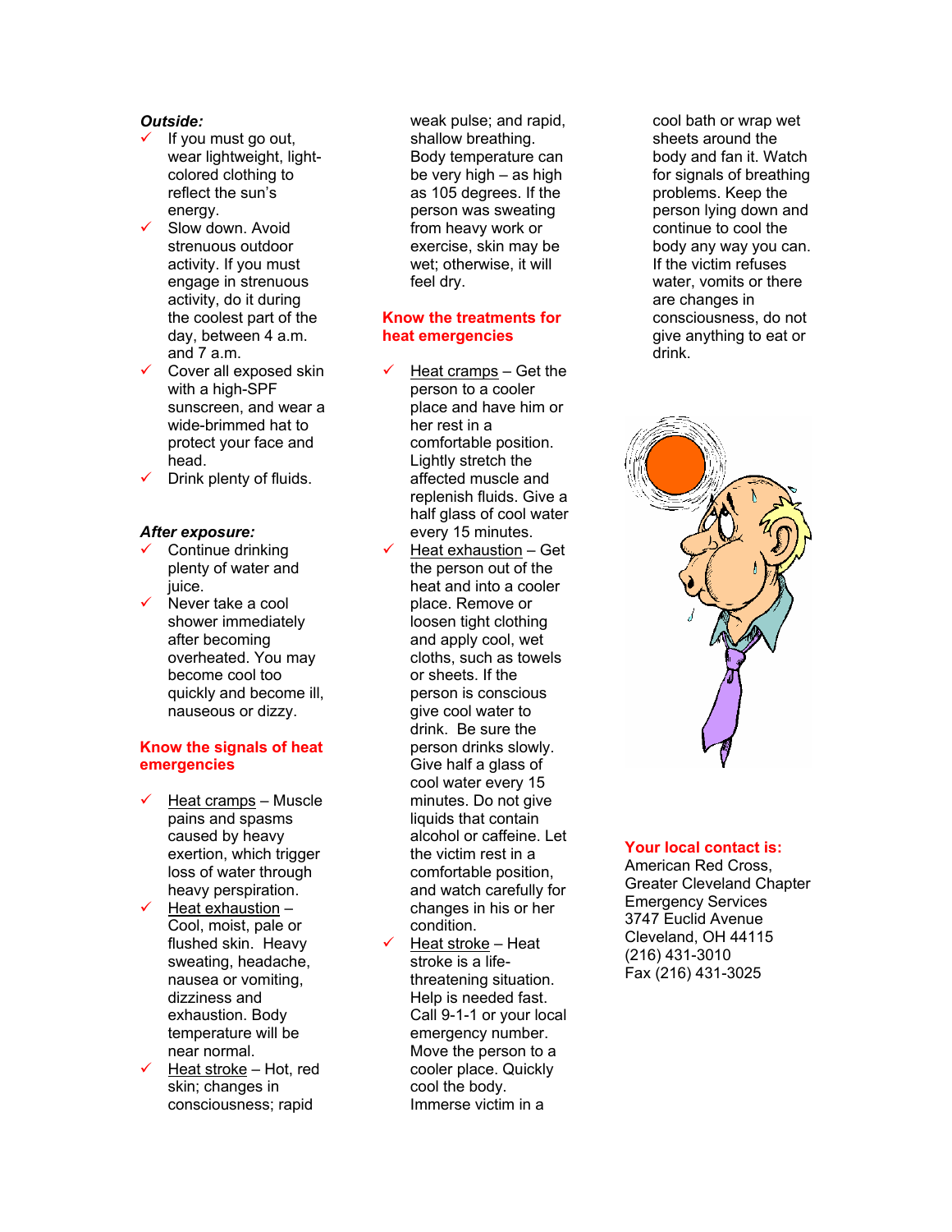***Outside:***

- If you must go out, wear lightweight, light-colored clothing to reflect the sun's energy.
- Slow down. Avoid strenuous outdoor activity. If you must engage in strenuous activity, do it during the coolest part of the day, between 4 a.m. and 7 a.m.
- Cover all exposed skin with a high-SPF sunscreen, and wear a wide-brimmed hat to protect your face and head.
- Drink plenty of fluids.

***After exposure:***

- Continue drinking plenty of water and juice.
- Never take a cool shower immediately after becoming overheated. You may become cool too quickly and become ill, nauseous or dizzy.

## Know the signals of heat emergencies

- Heat cramps – Muscle pains and spasms caused by heavy exertion, which trigger loss of water through heavy perspiration.
- Heat exhaustion – Cool, moist, pale or flushed skin. Heavy sweating, headache, nausea or vomiting, dizziness and exhaustion. Body temperature will be near normal.
- Heat stroke – Hot, red skin; changes in consciousness; rapid weak pulse; and rapid, shallow breathing. Body temperature can be very high – as high as 105 degrees. If the person was sweating from heavy work or exercise, skin may be wet; otherwise, it will feel dry.

## Know the treatments for heat emergencies

- Heat cramps – Get the person to a cooler place and have him or her rest in a comfortable position. Lightly stretch the affected muscle and replenish fluids. Give a half glass of cool water every 15 minutes.
- Heat exhaustion – Get the person out of the heat and into a cooler place. Remove or loosen tight clothing and apply cool, wet cloths, such as towels or sheets. If the person is conscious give cool water to drink. Be sure the person drinks slowly. Give half a glass of cool water every 15 minutes. Do not give liquids that contain alcohol or caffeine. Let the victim rest in a comfortable position, and watch carefully for changes in his or her condition.
- Heat stroke – Heat stroke is a life-threatening situation. Help is needed fast. Call 9-1-1 or your local emergency number. Move the person to a cooler place. Quickly cool the body. Immerse victim in a cool bath or wrap wet sheets around the body and fan it. Watch for signals of breathing problems. Keep the person lying down and continue to cool the body any way you can. If the victim refuses water, vomits or there are changes in consciousness, do not give anything to eat or drink.

## Your local contact is:

American Red Cross,
Greater Cleveland Chapter
Emergency Services
3747 Euclid Avenue
Cleveland, OH 44115
(216) 431-3010
Fax (216) 431-3025